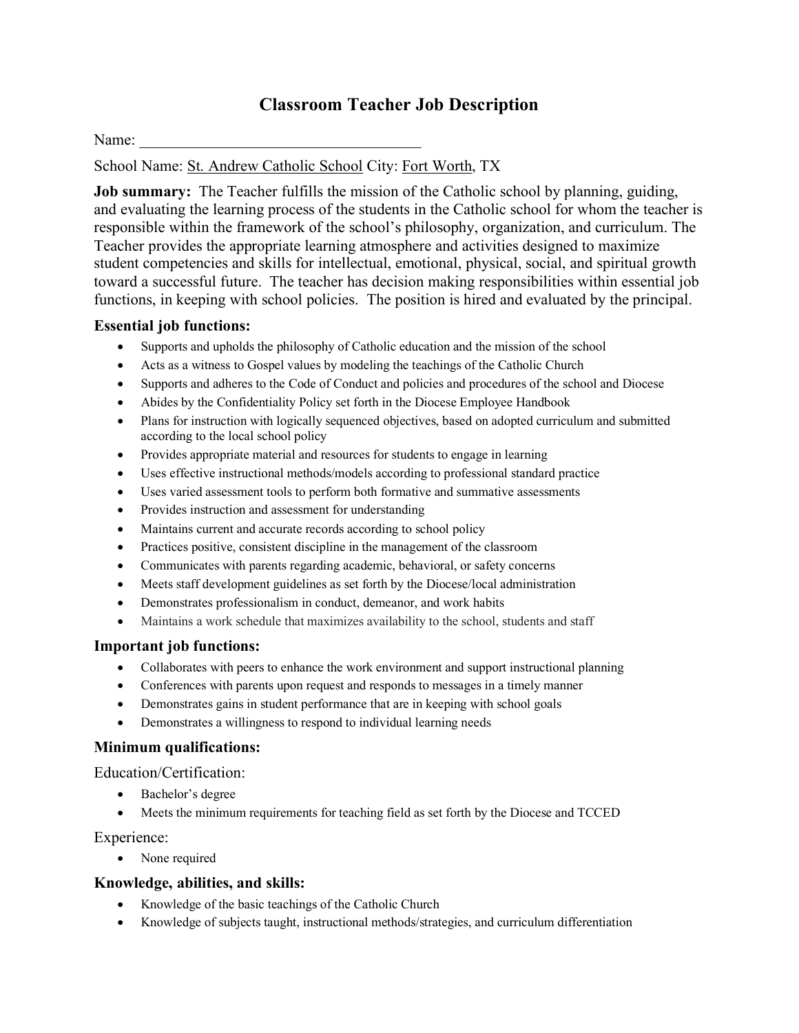# Classroom Teacher Job Description

Name: \_\_\_\_\_\_\_\_\_\_\_\_\_\_\_\_\_\_\_\_\_\_\_\_\_\_\_\_\_\_\_\_\_\_\_\_

School Name: St. Andrew Catholic School City: Fort Worth, TX

**Job summary:** The Teacher fulfills the mission of the Catholic school by planning, guiding, and evaluating the learning process of the students in the Catholic school for whom the teacher is responsible within the framework of the school's philosophy, organization, and curriculum. The Teacher provides the appropriate learning atmosphere and activities designed to maximize student competencies and skills for intellectual, emotional, physical, social, and spiritual growth toward a successful future. The teacher has decision making responsibilities within essential job functions, in keeping with school policies. The position is hired and evaluated by the principal.

### Essential job functions:

- Supports and upholds the philosophy of Catholic education and the mission of the school
- Acts as a witness to Gospel values by modeling the teachings of the Catholic Church
- Supports and adheres to the Code of Conduct and policies and procedures of the school and Diocese
- Abides by the Confidentiality Policy set forth in the Diocese Employee Handbook
- Plans for instruction with logically sequenced objectives, based on adopted curriculum and submitted according to the local school policy
- Provides appropriate material and resources for students to engage in learning
- Uses effective instructional methods/models according to professional standard practice
- Uses varied assessment tools to perform both formative and summative assessments
- Provides instruction and assessment for understanding
- Maintains current and accurate records according to school policy
- Practices positive, consistent discipline in the management of the classroom
- Communicates with parents regarding academic, behavioral, or safety concerns
- Meets staff development guidelines as set forth by the Diocese/local administration
- Demonstrates professionalism in conduct, demeanor, and work habits
- Maintains a work schedule that maximizes availability to the school, students and staff

### Important job functions:

- Collaborates with peers to enhance the work environment and support instructional planning
- Conferences with parents upon request and responds to messages in a timely manner
- Demonstrates gains in student performance that are in keeping with school goals
- Demonstrates a willingness to respond to individual learning needs

### Minimum qualifications:

Education/Certification:

- Bachelor's degree
- Meets the minimum requirements for teaching field as set forth by the Diocese and TCCED

Experience:

- None required

### Knowledge, abilities, and skills:

- Knowledge of the basic teachings of the Catholic Church
- Knowledge of subjects taught, instructional methods/strategies, and curriculum differentiation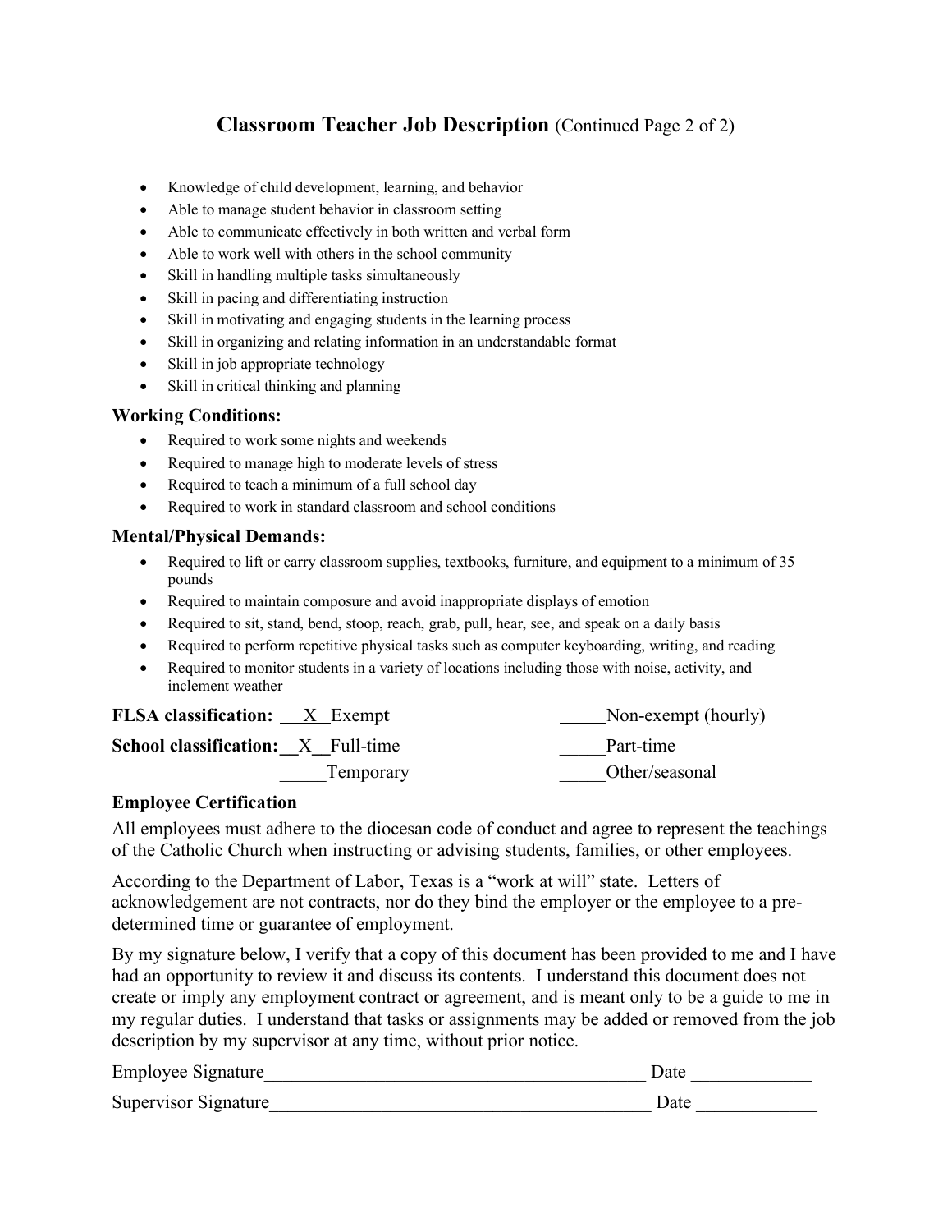## Classroom Teacher Job Description (Continued Page 2 of 2)

- Knowledge of child development, learning, and behavior
- Able to manage student behavior in classroom setting
- Able to communicate effectively in both written and verbal form
- Able to work well with others in the school community
- Skill in handling multiple tasks simultaneously
- Skill in pacing and differentiating instruction
- Skill in motivating and engaging students in the learning process
- Skill in organizing and relating information in an understandable format
- Skill in job appropriate technology
- Skill in critical thinking and planning

### Working Conditions:

- Required to work some nights and weekends
- Required to manage high to moderate levels of stress
- Required to teach a minimum of a full school day
- Required to work in standard classroom and school conditions

### Mental/Physical Demands:

- Required to lift or carry classroom supplies, textbooks, furniture, and equipment to a minimum of 35 pounds
- Required to maintain composure and avoid inappropriate displays of emotion
- Required to sit, stand, bend, stoop, reach, grab, pull, hear, see, and speak on a daily basis
- Required to perform repetitive physical tasks such as computer keyboarding, writing, and reading
- Required to monitor students in a variety of locations including those with noise, activity, and inclement weather

**FLSA classification:** __X__Exempt          _____Non-exempt (hourly)

**School classification:** __X__Full-time          _____Part-time

_____Temporary          _____Other/seasonal

### Employee Certification

All employees must adhere to the diocesan code of conduct and agree to represent the teachings of the Catholic Church when instructing or advising students, families, or other employees.

According to the Department of Labor, Texas is a "work at will" state. Letters of acknowledgement are not contracts, nor do they bind the employer or the employee to a pre-determined time or guarantee of employment.

By my signature below, I verify that a copy of this document has been provided to me and I have had an opportunity to review it and discuss its contents. I understand this document does not create or imply any employment contract or agreement, and is meant only to be a guide to me in my regular duties. I understand that tasks or assignments may be added or removed from the job description by my supervisor at any time, without prior notice.

Employee Signature_________________________________________ Date _____________

Supervisor Signature_________________________________________ Date _____________